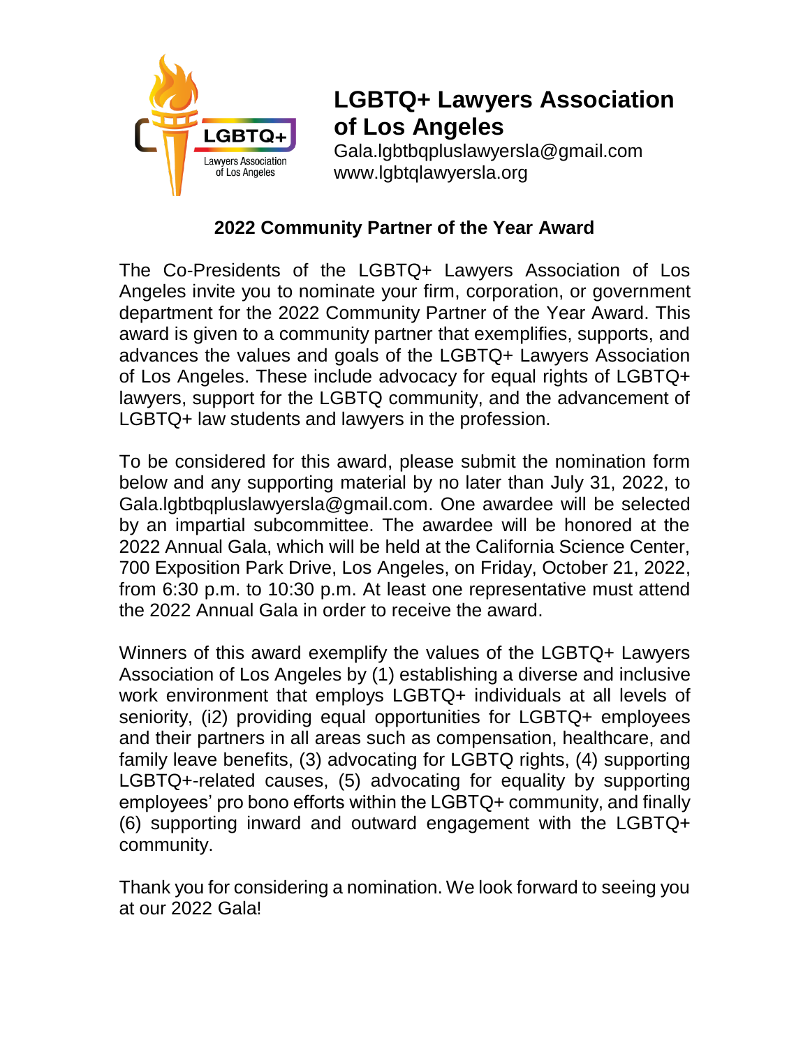# LGBTQ+ Lawyers Association of Los Angeles

Gala.lgbtbqpluslawyersla@gmail.com
www.lgbtqlawyersla.org

## 2022 Community Partner of the Year Award

The Co-Presidents of the LGBTQ+ Lawyers Association of Los Angeles invite you to nominate your firm, corporation, or government department for the 2022 Community Partner of the Year Award. This award is given to a community partner that exemplifies, supports, and advances the values and goals of the LGBTQ+ Lawyers Association of Los Angeles. These include advocacy for equal rights of LGBTQ+ lawyers, support for the LGBTQ community, and the advancement of LGBTQ+ law students and lawyers in the profession.

To be considered for this award, please submit the nomination form below and any supporting material by no later than July 31, 2022, to Gala.lgbtbqpluslawyersla@gmail.com. One awardee will be selected by an impartial subcommittee. The awardee will be honored at the 2022 Annual Gala, which will be held at the California Science Center, 700 Exposition Park Drive, Los Angeles, on Friday, October 21, 2022, from 6:30 p.m. to 10:30 p.m. At least one representative must attend the 2022 Annual Gala in order to receive the award.

Winners of this award exemplify the values of the LGBTQ+ Lawyers Association of Los Angeles by (1) establishing a diverse and inclusive work environment that employs LGBTQ+ individuals at all levels of seniority, (i2) providing equal opportunities for LGBTQ+ employees and their partners in all areas such as compensation, healthcare, and family leave benefits, (3) advocating for LGBTQ rights, (4) supporting LGBTQ+-related causes, (5) advocating for equality by supporting employees' pro bono efforts within the LGBTQ+ community, and finally (6) supporting inward and outward engagement with the LGBTQ+ community.

Thank you for considering a nomination. We look forward to seeing you at our 2022 Gala!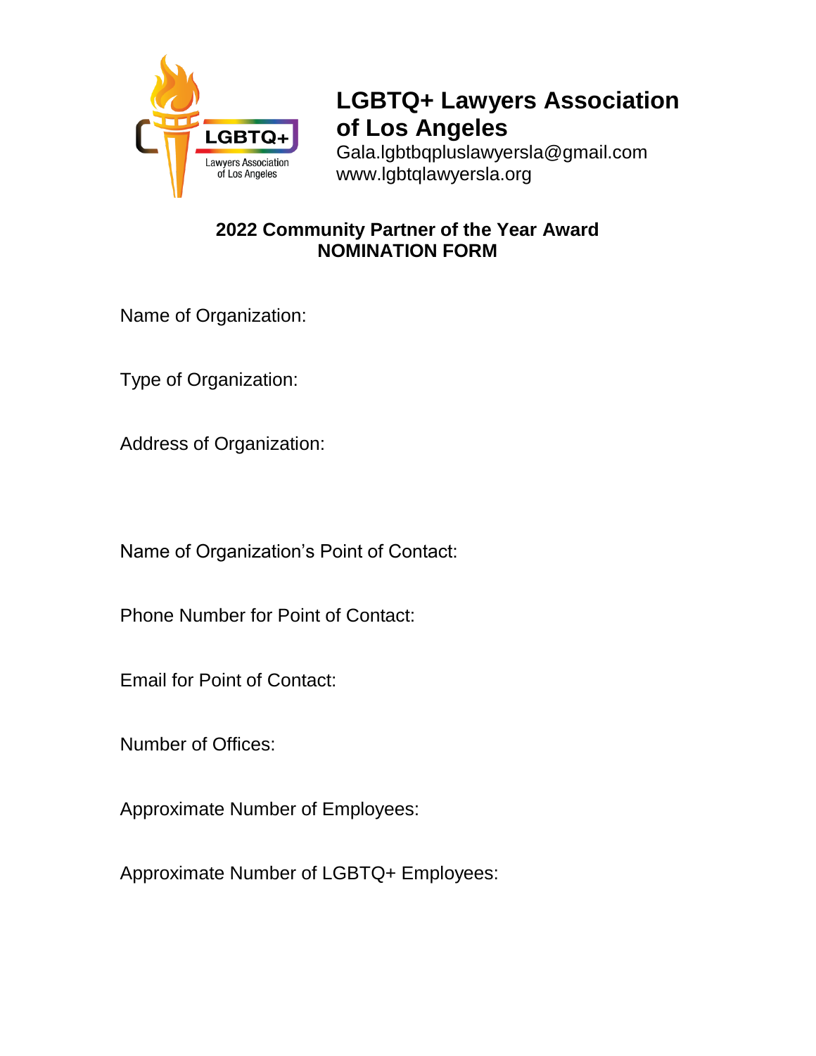# LGBTQ+ Lawyers Association of Los Angeles

Gala.lgbtbqpluslawyersla@gmail.com
www.lgbtqlawyersla.org

## 2022 Community Partner of the Year Award
## NOMINATION FORM

Name of Organization:

Type of Organization:

Address of Organization:

Name of Organization's Point of Contact:

Phone Number for Point of Contact:

Email for Point of Contact:

Number of Offices:

Approximate Number of Employees:

Approximate Number of LGBTQ+ Employees: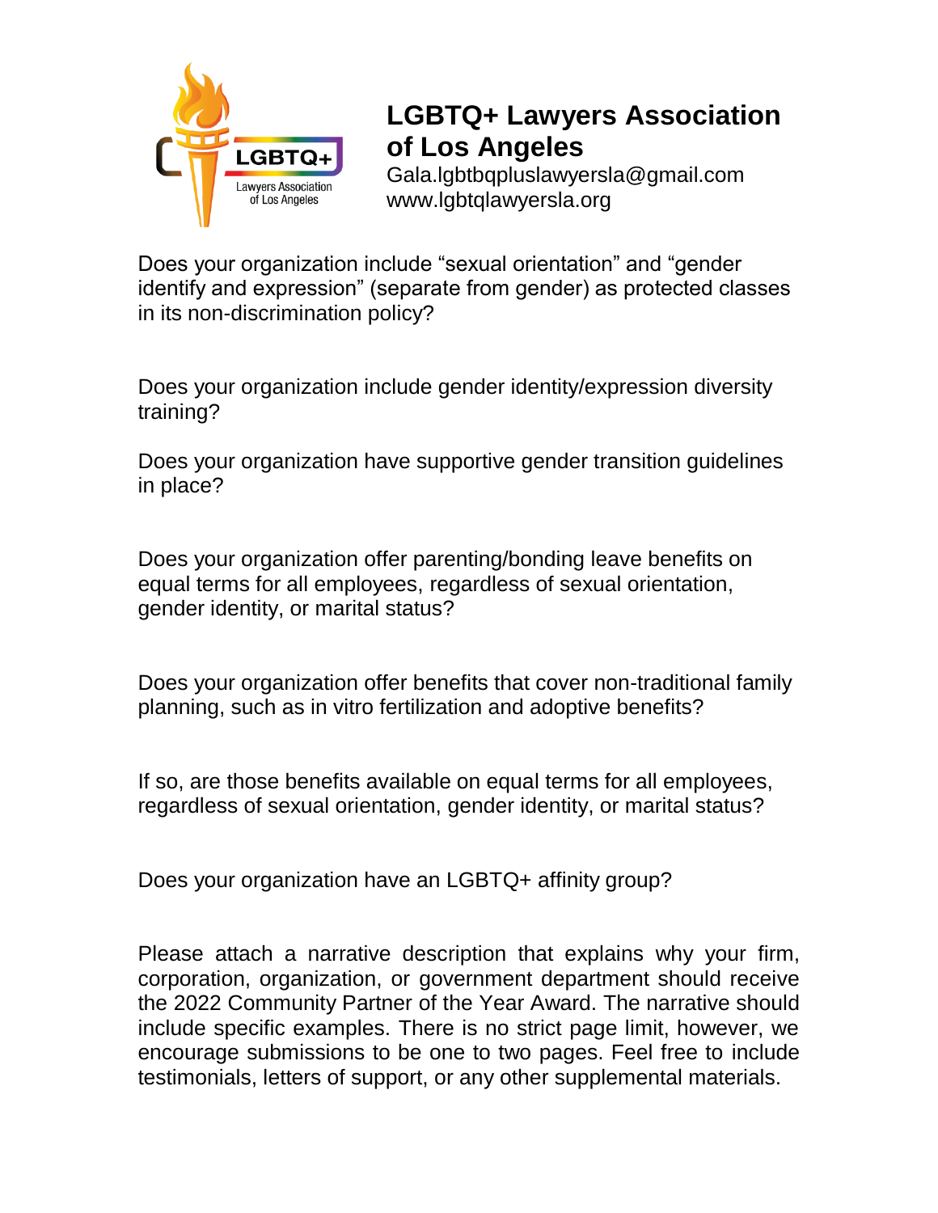# LGBTQ+ Lawyers Association of Los Angeles

Gala.lgbtbqpluslawyersla@gmail.com
www.lgbtqlawyersla.org

Does your organization include "sexual orientation" and "gender identify and expression" (separate from gender) as protected classes in its non-discrimination policy?

Does your organization include gender identity/expression diversity training?

Does your organization have supportive gender transition guidelines in place?

Does your organization offer parenting/bonding leave benefits on equal terms for all employees, regardless of sexual orientation, gender identity, or marital status?

Does your organization offer benefits that cover non-traditional family planning, such as in vitro fertilization and adoptive benefits?

If so, are those benefits available on equal terms for all employees, regardless of sexual orientation, gender identity, or marital status?

Does your organization have an LGBTQ+ affinity group?

Please attach a narrative description that explains why your firm, corporation, organization, or government department should receive the 2022 Community Partner of the Year Award. The narrative should include specific examples. There is no strict page limit, however, we encourage submissions to be one to two pages. Feel free to include testimonials, letters of support, or any other supplemental materials.